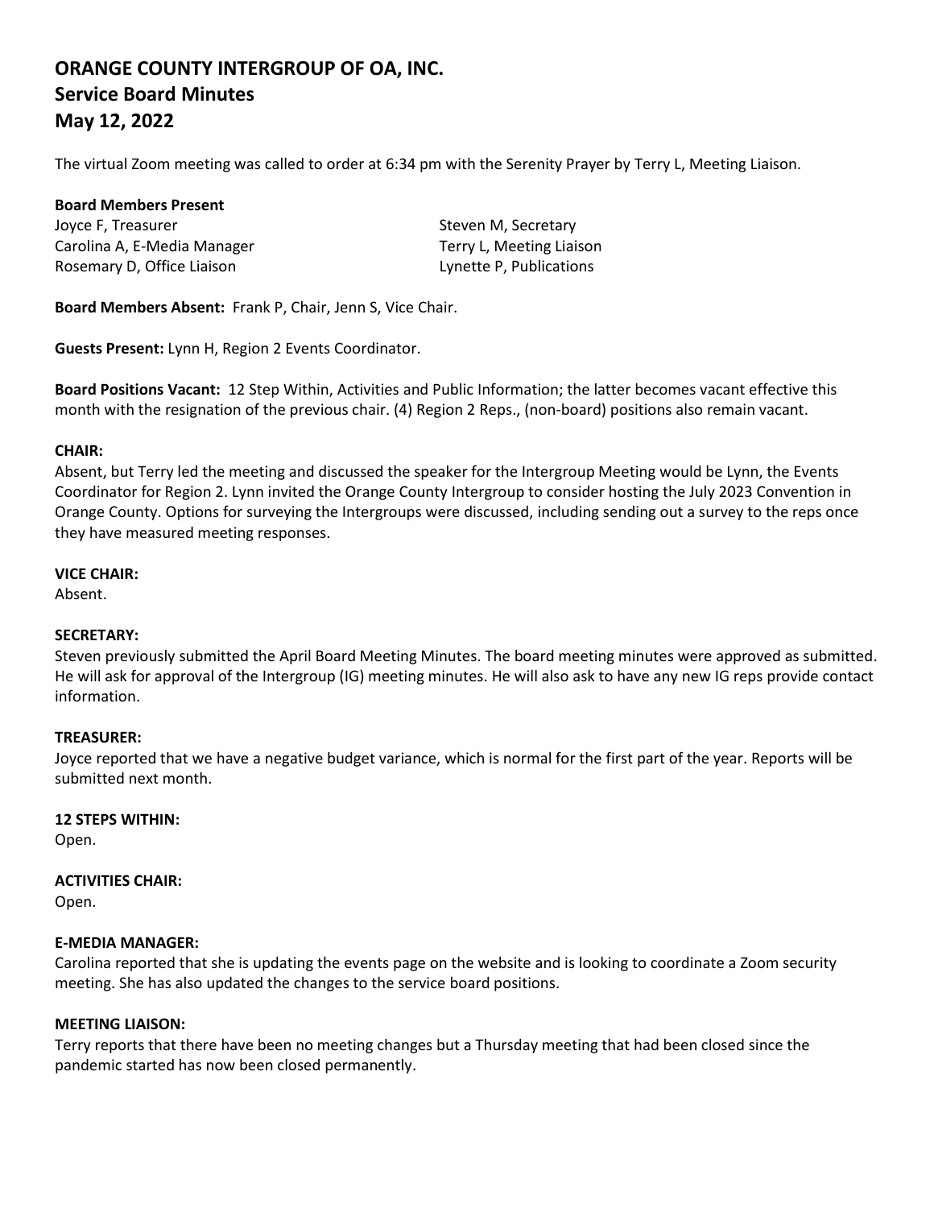# ORANGE COUNTY INTERGROUP OF OA, INC.
# Service Board Minutes
# May 12, 2022

The virtual Zoom meeting was called to order at 6:34 pm with the Serenity Prayer by Terry L, Meeting Liaison.

**Board Members Present**

Joyce F, Treasurer
Carolina A, E-Media Manager
Rosemary D, Office Liaison
Steven M, Secretary
Terry L, Meeting Liaison
Lynette P, Publications

**Board Members Absent:** Frank P, Chair, Jenn S, Vice Chair.

**Guests Present:** Lynn H, Region 2 Events Coordinator.

**Board Positions Vacant:** 12 Step Within, Activities and Public Information; the latter becomes vacant effective this month with the resignation of the previous chair. (4) Region 2 Reps., (non-board) positions also remain vacant.

**CHAIR:**

Absent, but Terry led the meeting and discussed the speaker for the Intergroup Meeting would be Lynn, the Events Coordinator for Region 2. Lynn invited the Orange County Intergroup to consider hosting the July 2023 Convention in Orange County. Options for surveying the Intergroups were discussed, including sending out a survey to the reps once they have measured meeting responses.

**VICE CHAIR:**

Absent.

**SECRETARY:**

Steven previously submitted the April Board Meeting Minutes. The board meeting minutes were approved as submitted. He will ask for approval of the Intergroup (IG) meeting minutes. He will also ask to have any new IG reps provide contact information.

**TREASURER:**

Joyce reported that we have a negative budget variance, which is normal for the first part of the year. Reports will be submitted next month.

**12 STEPS WITHIN:**

Open.

**ACTIVITIES CHAIR:**

Open.

**E-MEDIA MANAGER:**

Carolina reported that she is updating the events page on the website and is looking to coordinate a Zoom security meeting. She has also updated the changes to the service board positions.

**MEETING LIAISON:**

Terry reports that there have been no meeting changes but a Thursday meeting that had been closed since the pandemic started has now been closed permanently.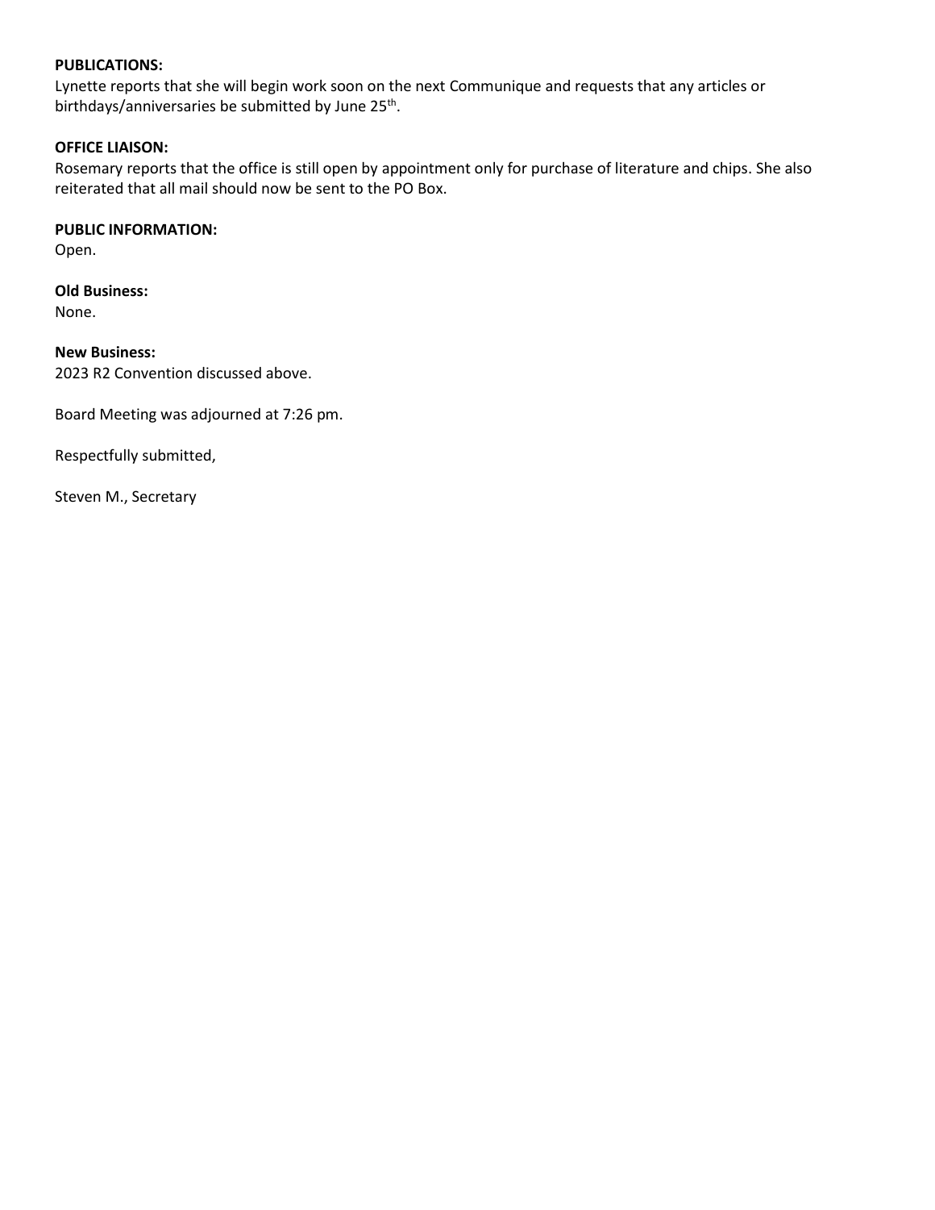**PUBLICATIONS:**
Lynette reports that she will begin work soon on the next Communique and requests that any articles or birthdays/anniversaries be submitted by June 25th.

**OFFICE LIAISON:**
Rosemary reports that the office is still open by appointment only for purchase of literature and chips. She also reiterated that all mail should now be sent to the PO Box.

**PUBLIC INFORMATION:**
Open.

**Old Business:**
None.

**New Business:**
2023 R2 Convention discussed above.

Board Meeting was adjourned at 7:26 pm.

Respectfully submitted,

Steven M., Secretary